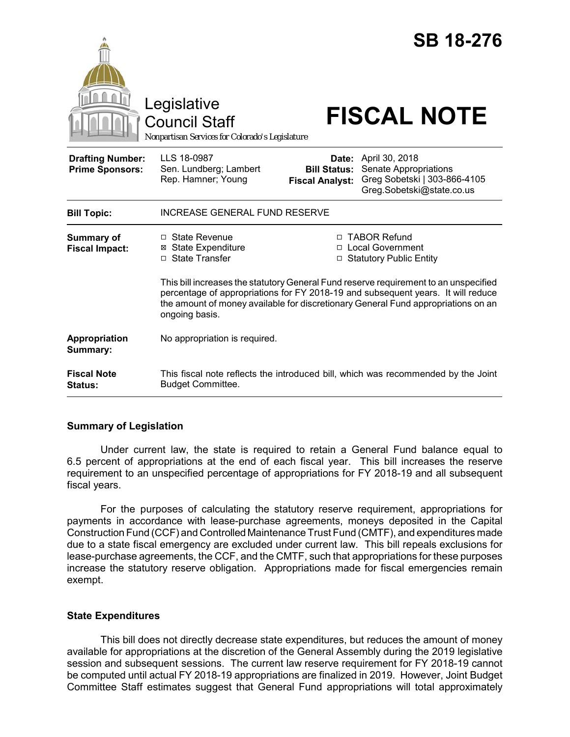# SB 18-276

Legislative Council Staff

Nonpartisan Services for Colorado's Legislature

# FISCAL NOTE

| | | | |
|---|---|---|---|
| **Drafting Number:** | LLS 18-0987 | **Date:** | April 30, 2018 |
| **Prime Sponsors:** | Sen. Lundberg; Lambert<br>Rep. Hamner; Young | **Bill Status:** | Senate Appropriations |
| | | **Fiscal Analyst:** | Greg Sobetski \| 303-866-4105<br>Greg.Sobetski@state.co.us |

| | |
|---|---|
| **Bill Topic:** | INCREASE GENERAL FUND RESERVE |
| **Summary of Fiscal Impact:** | □ State Revenue ☒ State Expenditure □ State Transfer □ TABOR Refund □ Local Government □ Statutory Public Entity<br><br>This bill increases the statutory General Fund reserve requirement to an unspecified percentage of appropriations for FY 2018-19 and subsequent years. It will reduce the amount of money available for discretionary General Fund appropriations on an ongoing basis. |
| **Appropriation Summary:** | No appropriation is required. |
| **Fiscal Note Status:** | This fiscal note reflects the introduced bill, which was recommended by the Joint Budget Committee. |

## Summary of Legislation

Under current law, the state is required to retain a General Fund balance equal to 6.5 percent of appropriations at the end of each fiscal year. This bill increases the reserve requirement to an unspecified percentage of appropriations for FY 2018-19 and all subsequent fiscal years.

For the purposes of calculating the statutory reserve requirement, appropriations for payments in accordance with lease-purchase agreements, moneys deposited in the Capital Construction Fund (CCF) and Controlled Maintenance Trust Fund (CMTF), and expenditures made due to a state fiscal emergency are excluded under current law. This bill repeals exclusions for lease-purchase agreements, the CCF, and the CMTF, such that appropriations for these purposes increase the statutory reserve obligation. Appropriations made for fiscal emergencies remain exempt.

## State Expenditures

This bill does not directly decrease state expenditures, but reduces the amount of money available for appropriations at the discretion of the General Assembly during the 2019 legislative session and subsequent sessions. The current law reserve requirement for FY 2018-19 cannot be computed until actual FY 2018-19 appropriations are finalized in 2019. However, Joint Budget Committee Staff estimates suggest that General Fund appropriations will total approximately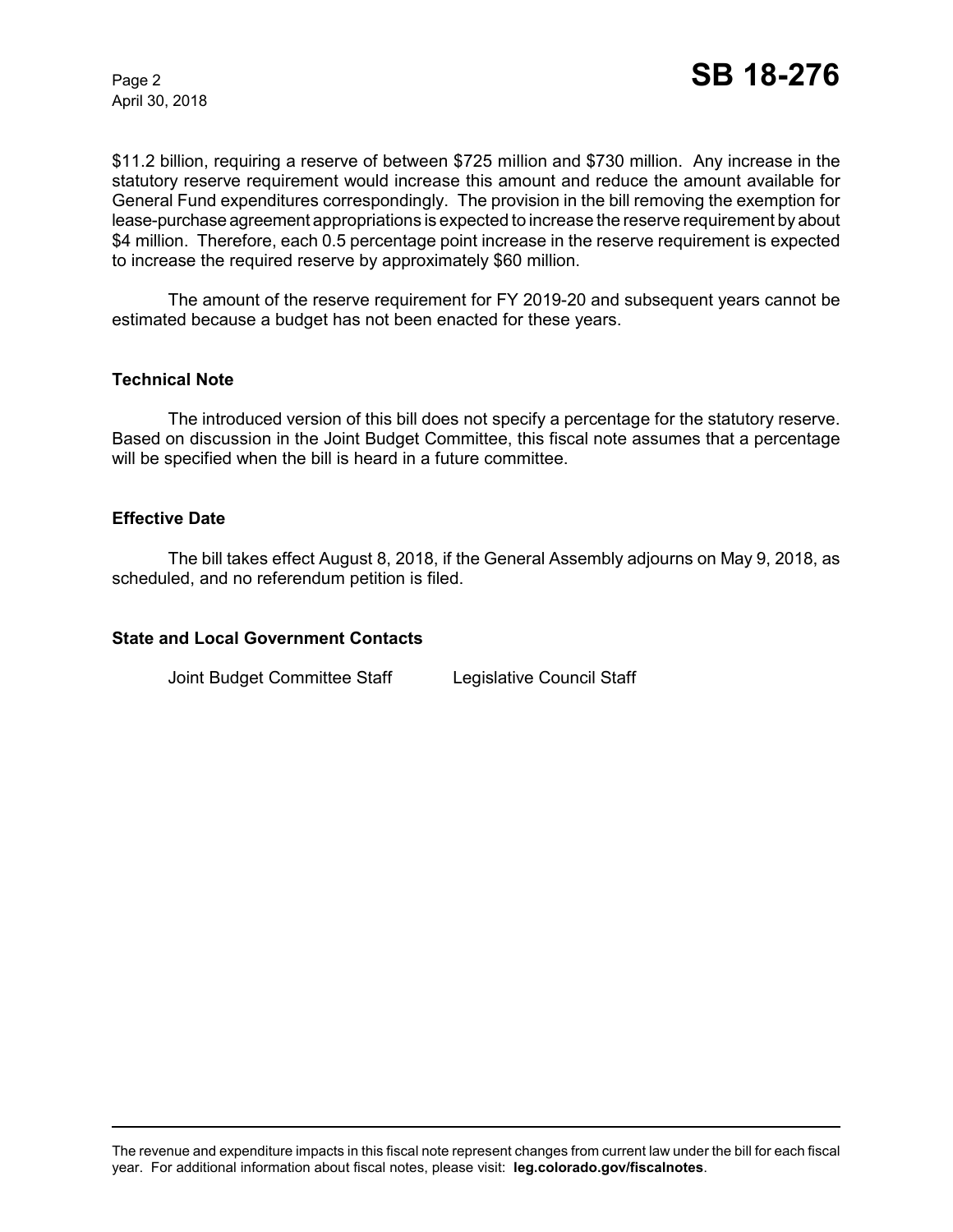$11.2 billion, requiring a reserve of between $725 million and $730 million. Any increase in the statutory reserve requirement would increase this amount and reduce the amount available for General Fund expenditures correspondingly. The provision in the bill removing the exemption for lease-purchase agreement appropriations is expected to increase the reserve requirement by about $4 million. Therefore, each 0.5 percentage point increase in the reserve requirement is expected to increase the required reserve by approximately $60 million.

The amount of the reserve requirement for FY 2019-20 and subsequent years cannot be estimated because a budget has not been enacted for these years.

### Technical Note

The introduced version of this bill does not specify a percentage for the statutory reserve. Based on discussion in the Joint Budget Committee, this fiscal note assumes that a percentage will be specified when the bill is heard in a future committee.

### Effective Date

The bill takes effect August 8, 2018, if the General Assembly adjourns on May 9, 2018, as scheduled, and no referendum petition is filed.

### State and Local Government Contacts

Joint Budget Committee Staff    Legislative Council Staff

The revenue and expenditure impacts in this fiscal note represent changes from current law under the bill for each fiscal year. For additional information about fiscal notes, please visit: **leg.colorado.gov/fiscalnotes**.